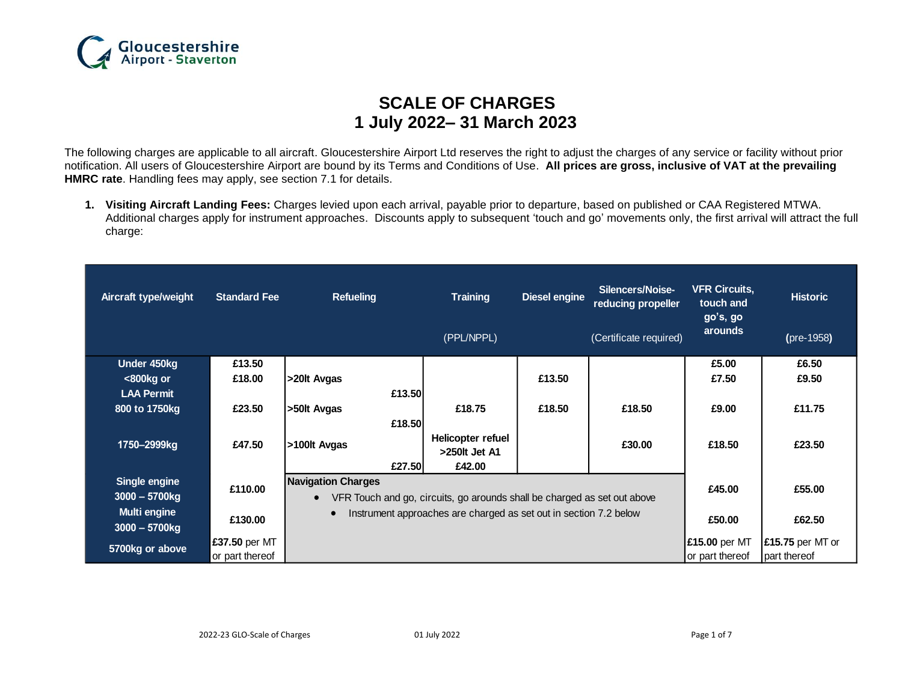# SCALE OF CHARGES
## 1 July 2022– 31 March 2023

The following charges are applicable to all aircraft. Gloucestershire Airport Ltd reserves the right to adjust the charges of any service or facility without prior notification. All users of Gloucestershire Airport are bound by its Terms and Conditions of Use. **All prices are gross, inclusive of VAT at the prevailing HMRC rate**. Handling fees may apply, see section 7.1 for details.

1. **Visiting Aircraft Landing Fees:** Charges levied upon each arrival, payable prior to departure, based on published or CAA Registered MTWA. Additional charges apply for instrument approaches. Discounts apply to subsequent 'touch and go' movements only, the first arrival will attract the full charge:

| Aircraft type/weight | Standard Fee | Refueling | Training (PPL/NPPL) | Diesel engine | Silencers/Noise-reducing propeller (Certificate required) | VFR Circuits, touch and go's, go arounds | Historic (pre-1958) |
|---|---|---|---|---|---|---|---|
| Under 450kg | £13.50 | | | | | £5.00 | £6.50 |
| <800kg or LAA Permit | £18.00 | >20lt Avgas £13.50 | | £13.50 | | £7.50 | £9.50 |
| 800 to 1750kg | £23.50 | >50lt Avgas £18.50 | £18.75 | £18.50 | £18.50 | £9.00 | £11.75 |
| 1750–2999kg | £47.50 | >100lt Avgas £27.50 | Helicopter refuel >250lt Jet A1 £42.00 | | £30.00 | £18.50 | £23.50 |
| Single engine 3000 – 5700kg | £110.00 | **Navigation Charges**<br>• VFR Touch and go, circuits, go arounds shall be charged as set out above<br>• Instrument approaches are charged as set out in section 7.2 below | | | | £45.00 | £55.00 |
| Multi engine 3000 – 5700kg | £130.00 | | | | | £50.00 | £62.50 |
| 5700kg or above | **£37.50** per MT or part thereof | | | | | **£15.00** per MT or part thereof | **£15.75** per MT or part thereof |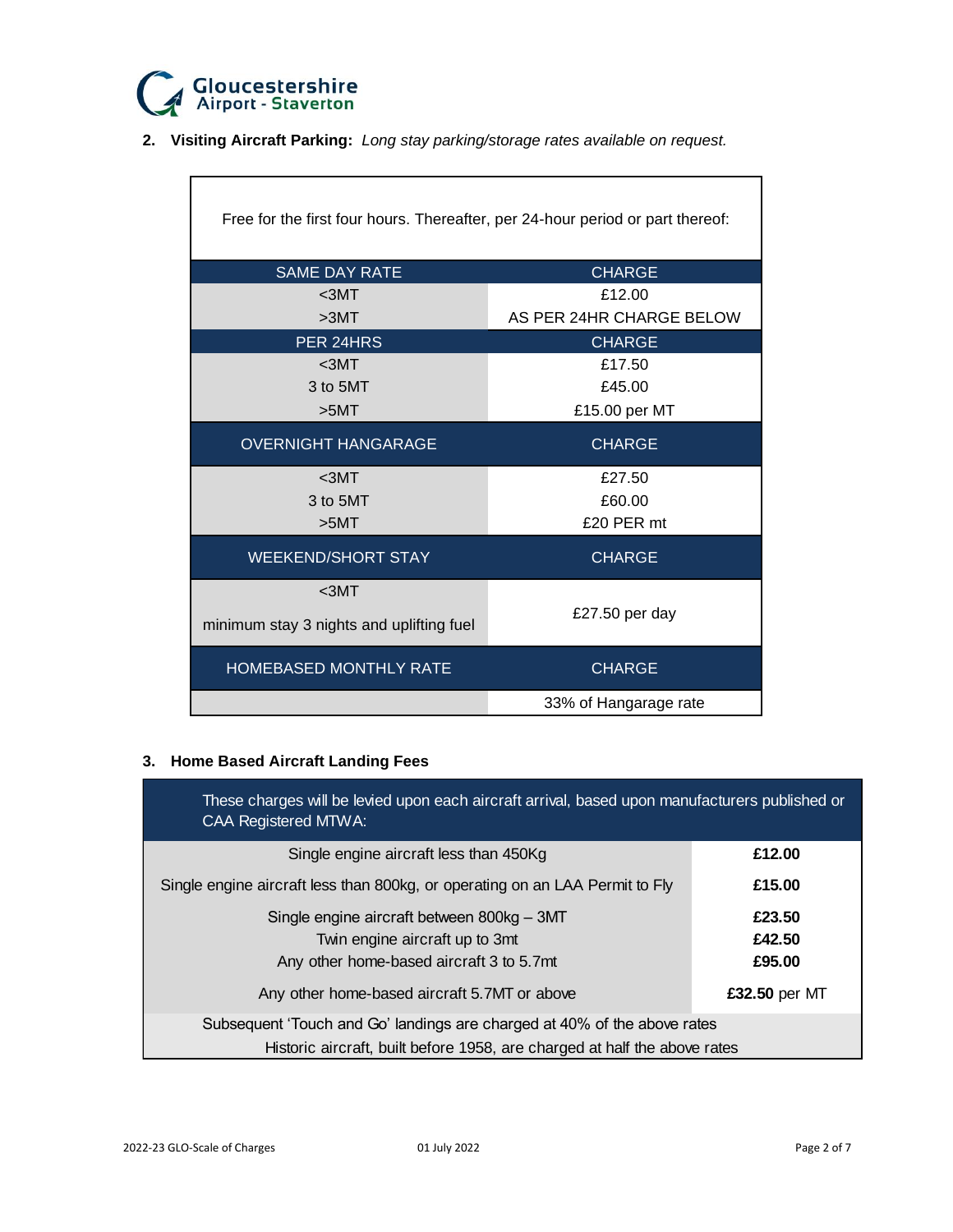**2. Visiting Aircraft Parking:** *Long stay parking/storage rates available on request.*

| Free for the first four hours. Thereafter, per 24-hour period or part thereof: | |
|---|---|
| SAME DAY RATE | CHARGE |
| <3MT | £12.00 |
| >3MT | AS PER 24HR CHARGE BELOW |
| PER 24HRS | CHARGE |
| <3MT | £17.50 |
| 3 to 5MT | £45.00 |
| >5MT | £15.00 per MT |
| OVERNIGHT HANGARAGE | CHARGE |
| <3MT | £27.50 |
| 3 to 5MT | £60.00 |
| >5MT | £20 PER mt |
| WEEKEND/SHORT STAY | CHARGE |
| <3MT minimum stay 3 nights and uplifting fuel | £27.50 per day |
| HOMEBASED MONTHLY RATE | CHARGE |
| | 33% of Hangarage rate |

**3. Home Based Aircraft Landing Fees**

| These charges will be levied upon each aircraft arrival, based upon manufacturers published or CAA Registered MTWA: | |
|---|---|
| Single engine aircraft less than 450Kg | **£12.00** |
| Single engine aircraft less than 800kg, or operating on an LAA Permit to Fly | **£15.00** |
| Single engine aircraft between 800kg – 3MT | **£23.50** |
| Twin engine aircraft up to 3mt | **£42.50** |
| Any other home-based aircraft 3 to 5.7mt | **£95.00** |
| Any other home-based aircraft 5.7MT or above | **£32.50** per MT |
| Subsequent 'Touch and Go' landings are charged at 40% of the above rates | |
| Historic aircraft, built before 1958, are charged at half the above rates | |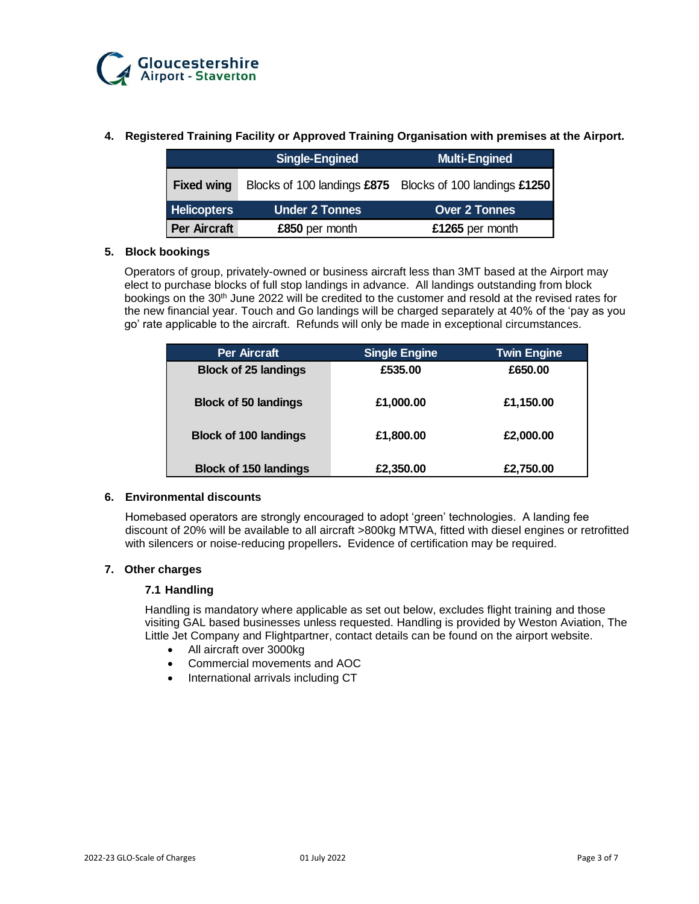## 4. Registered Training Facility or Approved Training Organisation with premises at the Airport.

| | Single-Engined | Multi-Engined |
|---|---|---|
| **Fixed wing** | Blocks of 100 landings **£875** | Blocks of 100 landings **£1250** |
| **Helicopters** | **Under 2 Tonnes** | **Over 2 Tonnes** |
| **Per Aircraft** | **£850** per month | **£1265** per month |

## 5. Block bookings

Operators of group, privately-owned or business aircraft less than 3MT based at the Airport may elect to purchase blocks of full stop landings in advance. All landings outstanding from block bookings on the 30th June 2022 will be credited to the customer and resold at the revised rates for the new financial year. Touch and Go landings will be charged separately at 40% of the 'pay as you go' rate applicable to the aircraft. Refunds will only be made in exceptional circumstances.

| Per Aircraft | Single Engine | Twin Engine |
|---|---|---|
| **Block of 25 landings** | **£535.00** | **£650.00** |
| **Block of 50 landings** | **£1,000.00** | **£1,150.00** |
| **Block of 100 landings** | **£1,800.00** | **£2,000.00** |
| **Block of 150 landings** | **£2,350.00** | **£2,750.00** |

## 6. Environmental discounts

Homebased operators are strongly encouraged to adopt 'green' technologies. A landing fee discount of 20% will be available to all aircraft >800kg MTWA, fitted with diesel engines or retrofitted with silencers or noise-reducing propellers**.** Evidence of certification may be required.

## 7. Other charges

### 7.1 Handling

Handling is mandatory where applicable as set out below, excludes flight training and those visiting GAL based businesses unless requested. Handling is provided by Weston Aviation, The Little Jet Company and Flightpartner, contact details can be found on the airport website.

- All aircraft over 3000kg
- Commercial movements and AOC
- International arrivals including CT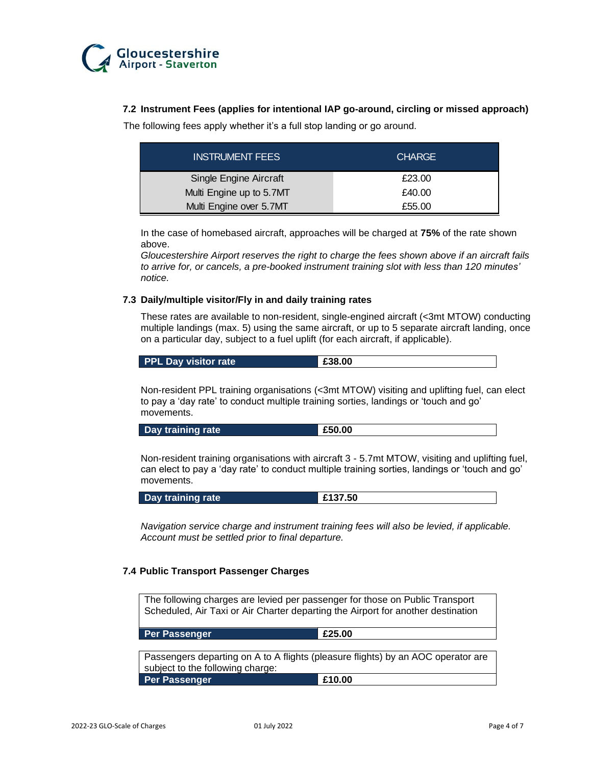### 7.2 Instrument Fees (applies for intentional IAP go-around, circling or missed approach)

The following fees apply whether it's a full stop landing or go around.

| INSTRUMENT FEES | CHARGE |
| --- | --- |
| Single Engine Aircraft | £23.00 |
| Multi Engine up to 5.7MT | £40.00 |
| Multi Engine over 5.7MT | £55.00 |

In the case of homebased aircraft, approaches will be charged at **75%** of the rate shown above.

*Gloucestershire Airport reserves the right to charge the fees shown above if an aircraft fails to arrive for, or cancels, a pre-booked instrument training slot with less than 120 minutes' notice.*

### 7.3 Daily/multiple visitor/Fly in and daily training rates

These rates are available to non-resident, single-engined aircraft (<3mt MTOW) conducting multiple landings (max. 5) using the same aircraft, or up to 5 separate aircraft landing, once on a particular day, subject to a fuel uplift (for each aircraft, if applicable).

| PPL Day visitor rate | £38.00 |
| --- | --- |

Non-resident PPL training organisations (<3mt MTOW) visiting and uplifting fuel, can elect to pay a 'day rate' to conduct multiple training sorties, landings or 'touch and go' movements.

| Day training rate | £50.00 |
| --- | --- |

Non-resident training organisations with aircraft 3 - 5.7mt MTOW, visiting and uplifting fuel, can elect to pay a 'day rate' to conduct multiple training sorties, landings or 'touch and go' movements.

| Day training rate | £137.50 |
| --- | --- |

*Navigation service charge and instrument training fees will also be levied, if applicable. Account must be settled prior to final departure.*

### 7.4 Public Transport Passenger Charges

The following charges are levied per passenger for those on Public Transport Scheduled, Air Taxi or Air Charter departing the Airport for another destination

| Per Passenger | £25.00 |
| --- | --- |

Passengers departing on A to A flights (pleasure flights) by an AOC operator are subject to the following charge:

| Per Passenger | £10.00 |
| --- | --- |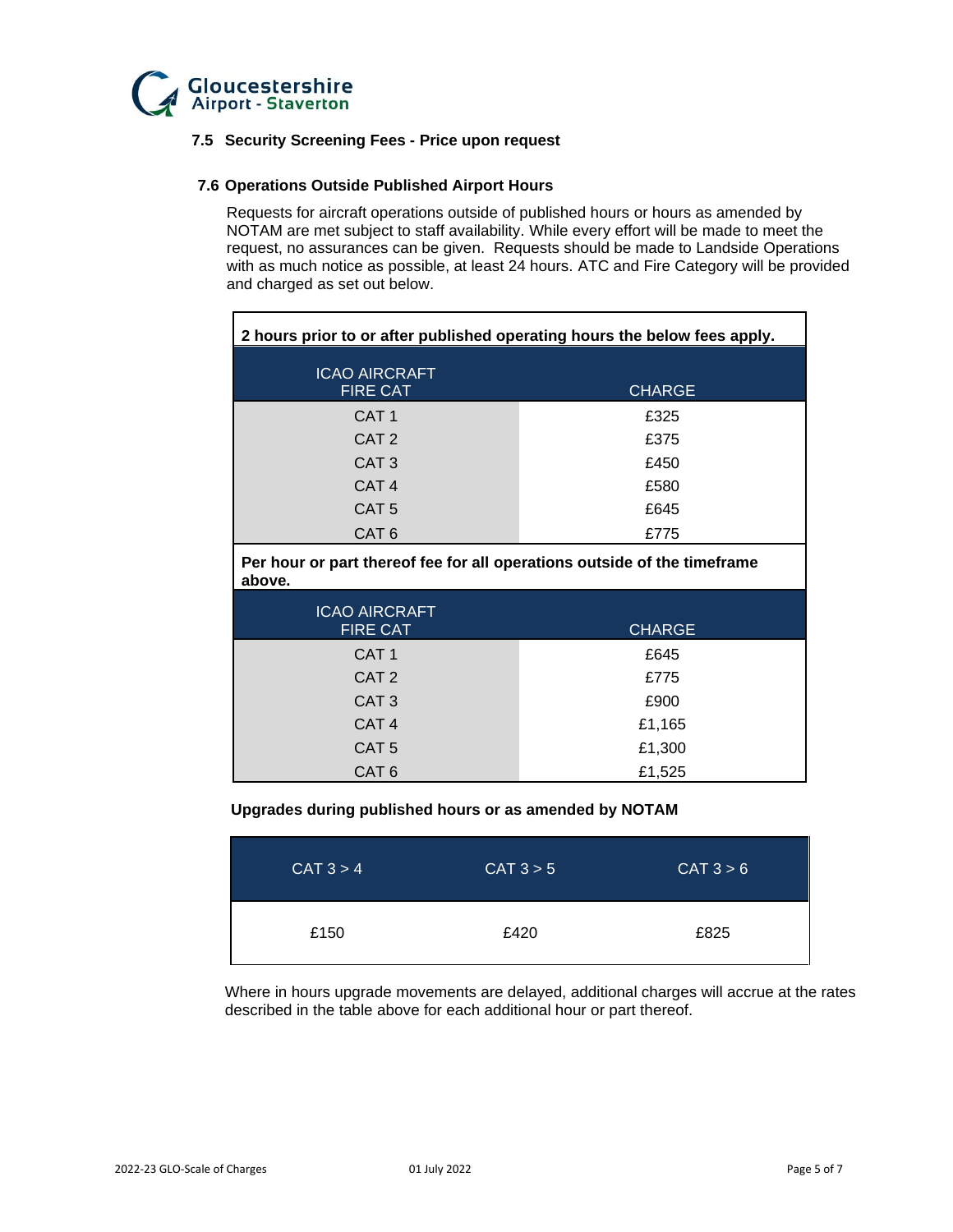### 7.5 Security Screening Fees - Price upon request

### 7.6 Operations Outside Published Airport Hours

Requests for aircraft operations outside of published hours or hours as amended by NOTAM are met subject to staff availability. While every effort will be made to meet the request, no assurances can be given. Requests should be made to Landside Operations with as much notice as possible, at least 24 hours. ATC and Fire Category will be provided and charged as set out below.

**2 hours prior to or after published operating hours the below fees apply.**

| ICAO AIRCRAFT FIRE CAT | CHARGE |
|---|---|
| CAT 1 | £325 |
| CAT 2 | £375 |
| CAT 3 | £450 |
| CAT 4 | £580 |
| CAT 5 | £645 |
| CAT 6 | £775 |

**Per hour or part thereof fee for all operations outside of the timeframe above.**

| ICAO AIRCRAFT FIRE CAT | CHARGE |
|---|---|
| CAT 1 | £645 |
| CAT 2 | £775 |
| CAT 3 | £900 |
| CAT 4 | £1,165 |
| CAT 5 | £1,300 |
| CAT 6 | £1,525 |

**Upgrades during published hours or as amended by NOTAM**

| CAT 3 > 4 | CAT 3 > 5 | CAT 3 > 6 |
|---|---|---|
| £150 | £420 | £825 |

Where in hours upgrade movements are delayed, additional charges will accrue at the rates described in the table above for each additional hour or part thereof.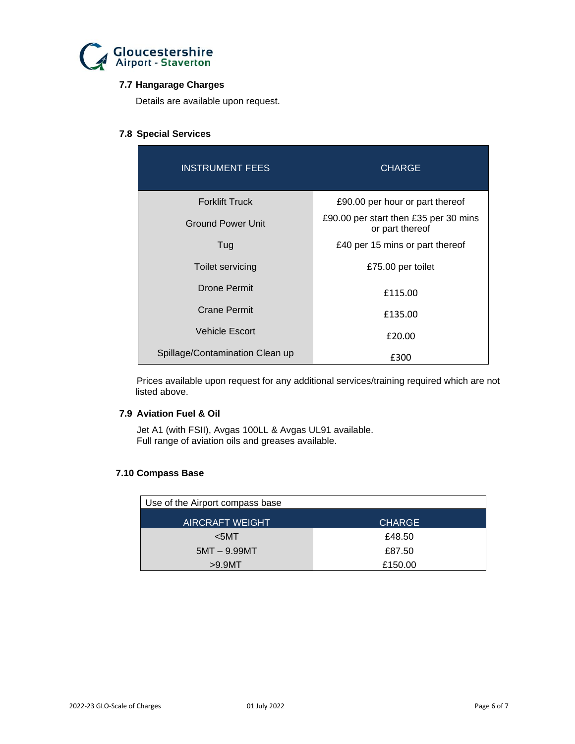### 7.7 Hangarage Charges

Details are available upon request.

### 7.8 Special Services

| INSTRUMENT FEES | CHARGE |
| --- | --- |
| Forklift Truck | £90.00 per hour or part thereof |
| Ground Power Unit | £90.00 per start then £35 per 30 mins or part thereof |
| Tug | £40 per 15 mins or part thereof |
| Toilet servicing | £75.00 per toilet |
| Drone Permit | £115.00 |
| Crane Permit | £135.00 |
| Vehicle Escort | £20.00 |
| Spillage/Contamination Clean up | £300 |

Prices available upon request for any additional services/training required which are not listed above.

### 7.9 Aviation Fuel & Oil

Jet A1 (with FSII), Avgas 100LL & Avgas UL91 available.
Full range of aviation oils and greases available.

### 7.10 Compass Base

| Use of the Airport compass base | |
| --- | --- |
| AIRCRAFT WEIGHT | CHARGE |
| <5MT | £48.50 |
| 5MT – 9.99MT | £87.50 |
| >9.9MT | £150.00 |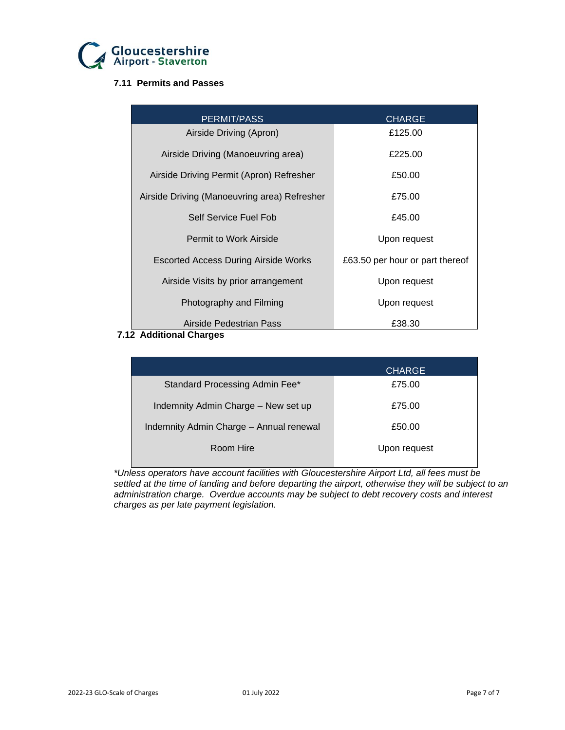### 7.11 Permits and Passes

| PERMIT/PASS | CHARGE |
| --- | --- |
| Airside Driving (Apron) | £125.00 |
| Airside Driving (Manoeuvring area) | £225.00 |
| Airside Driving Permit (Apron) Refresher | £50.00 |
| Airside Driving (Manoeuvring area) Refresher | £75.00 |
| Self Service Fuel Fob | £45.00 |
| Permit to Work Airside | Upon request |
| Escorted Access During Airside Works | £63.50 per hour or part thereof |
| Airside Visits by prior arrangement | Upon request |
| Photography and Filming | Upon request |
| Airside Pedestrian Pass | £38.30 |

### 7.12 Additional Charges

| | CHARGE |
| --- | --- |
| Standard Processing Admin Fee* | £75.00 |
| Indemnity Admin Charge – New set up | £75.00 |
| Indemnity Admin Charge – Annual renewal | £50.00 |
| Room Hire | Upon request |

*\*Unless operators have account facilities with Gloucestershire Airport Ltd, all fees must be settled at the time of landing and before departing the airport, otherwise they will be subject to an administration charge. Overdue accounts may be subject to debt recovery costs and interest charges as per late payment legislation.*